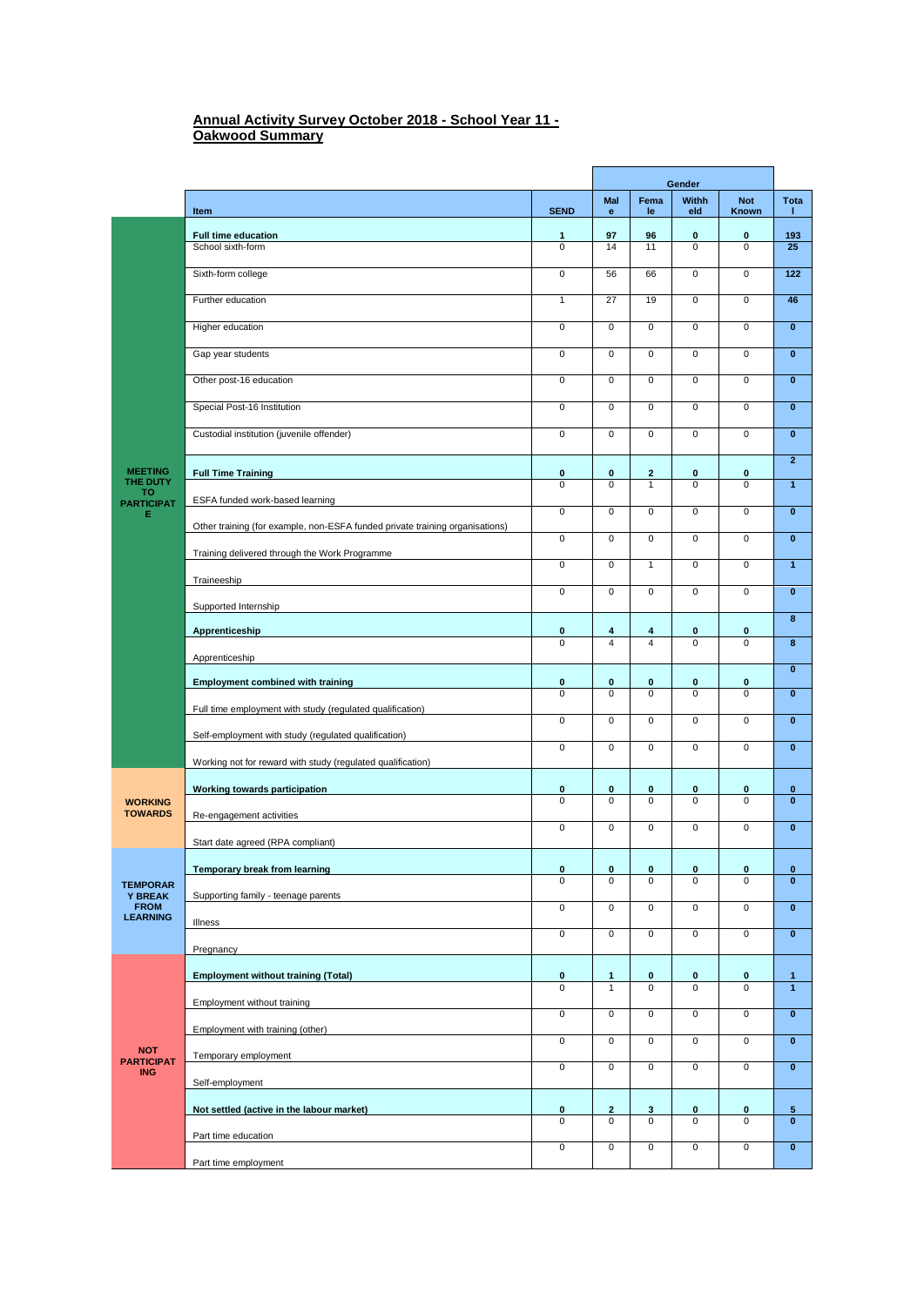## Annual Activity Survey October 2018 - School Year 11 - Oakwood Summary

| | Item | SEND | Gender | | | | Total |
|---|---|---|---|---|---|---|---|
| | | | Male | Female | Withheld | Not Known | |
| MEETING THE DUTY TO PARTICIPATE | **Full time education** | **1** | **97** | **96** | **0** | **0** | **193** |
| | School sixth-form | 0 | 14 | 11 | 0 | 0 | **25** |
| | Sixth-form college | 0 | 56 | 66 | 0 | 0 | **122** |
| | Further education | 1 | 27 | 19 | 0 | 0 | **46** |
| | Higher education | 0 | 0 | 0 | 0 | 0 | **0** |
| | Gap year students | 0 | 0 | 0 | 0 | 0 | **0** |
| | Other post-16 education | 0 | 0 | 0 | 0 | 0 | **0** |
| | Special Post-16 Institution | 0 | 0 | 0 | 0 | 0 | **0** |
| | Custodial institution (juvenile offender) | 0 | 0 | 0 | 0 | 0 | **0** |
| | **Full Time Training** | **0** | **0** | **2** | **0** | **0** | **2** |
| | ESFA funded work-based learning | 0 | 0 | 1 | 0 | 0 | **1** |
| | Other training (for example, non-ESFA funded private training organisations) | 0 | 0 | 0 | 0 | 0 | **0** |
| | Training delivered through the Work Programme | 0 | 0 | 0 | 0 | 0 | **0** |
| | Traineeship | 0 | 0 | 1 | 0 | 0 | **1** |
| | Supported Internship | 0 | 0 | 0 | 0 | 0 | **0** |
| | **Apprenticeship** | **0** | **4** | **4** | **0** | **0** | **8** |
| | Apprenticeship | 0 | 4 | 4 | 0 | 0 | **8** |
| | **Employment combined with training** | **0** | **0** | **0** | **0** | **0** | **0** |
| | Full time employment with study (regulated qualification) | 0 | 0 | 0 | 0 | 0 | **0** |
| | Self-employment with study (regulated qualification) | 0 | 0 | 0 | 0 | 0 | **0** |
| | Working not for reward with study (regulated qualification) | 0 | 0 | 0 | 0 | 0 | **0** |
| WORKING TOWARDS | **Working towards participation** | **0** | **0** | **0** | **0** | **0** | **0** |
| | Re-engagement activities | 0 | 0 | 0 | 0 | 0 | **0** |
| | Start date agreed (RPA compliant) | 0 | 0 | 0 | 0 | 0 | **0** |
| TEMPORARY BREAK FROM LEARNING | **Temporary break from learning** | **0** | **0** | **0** | **0** | **0** | **0** |
| | Supporting family - teenage parents | 0 | 0 | 0 | 0 | 0 | **0** |
| | Illness | 0 | 0 | 0 | 0 | 0 | **0** |
| | Pregnancy | 0 | 0 | 0 | 0 | 0 | **0** |
| NOT PARTICIPATING | **Employment without training (Total)** | **0** | **1** | **0** | **0** | **0** | **1** |
| | Employment without training | 0 | 1 | 0 | 0 | 0 | **1** |
| | Employment with training (other) | 0 | 0 | 0 | 0 | 0 | **0** |
| | Temporary employment | 0 | 0 | 0 | 0 | 0 | **0** |
| | Self-employment | 0 | 0 | 0 | 0 | 0 | **0** |
| | **Not settled (active in the labour market)** | **0** | **2** | **3** | **0** | **0** | **5** |
| | Part time education | 0 | 0 | 0 | 0 | 0 | **0** |
| | Part time employment | 0 | 0 | 0 | 0 | 0 | **0** |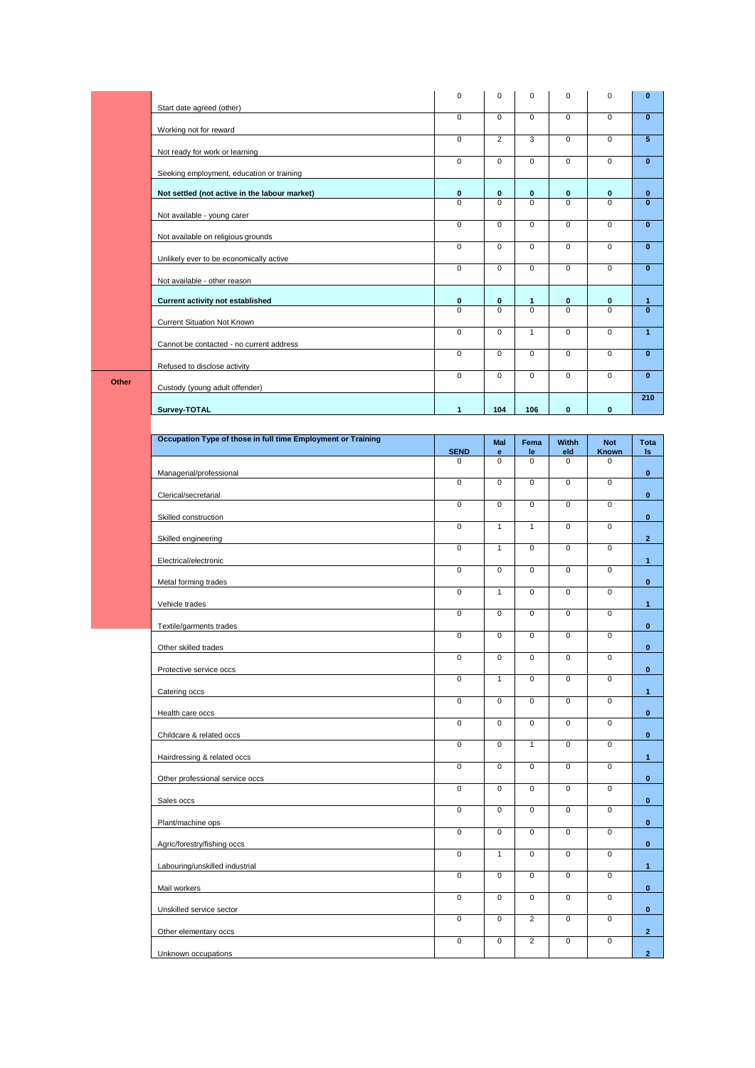| | | | | | | |
|---|---|---|---|---|---|---|
| | Start date agreed (other) | 0 | 0 | 0 | 0 | 0 | **0** |
| | Working not for reward | 0 | 0 | 0 | 0 | 0 | **0** |
| | Not ready for work or learning | 0 | 2 | 3 | 0 | 0 | **5** |
| | Seeking employment, education or training | 0 | 0 | 0 | 0 | 0 | **0** |
| | **Not settled (not active in the labour market)** | **0** | **0** | **0** | **0** | **0** | **0** |
| | Not available - young carer | 0 | 0 | 0 | 0 | 0 | **0** |
| | Not available on religious grounds | 0 | 0 | 0 | 0 | 0 | **0** |
| | Unlikely ever to be economically active | 0 | 0 | 0 | 0 | 0 | **0** |
| | Not available - other reason | 0 | 0 | 0 | 0 | 0 | **0** |
| | **Current activity not established** | **0** | **0** | **1** | **0** | **0** | **1** |
| | Current Situation Not Known | 0 | 0 | 0 | 0 | 0 | **0** |
| | Cannot be contacted - no current address | 0 | 0 | 1 | 0 | 0 | **1** |
| | Refused to disclose activity | 0 | 0 | 0 | 0 | 0 | **0** |
| **Other** | Custody (young adult offender) | 0 | 0 | 0 | 0 | 0 | **0** |
| | **Survey-TOTAL** | **1** | **104** | **106** | **0** | **0** | **210** |

| Occupation Type of those in full time Employment or Training | SEND | Male | Female | Withheld | Not Known | Totals |
|---|---|---|---|---|---|---|
| Managerial/professional | 0 | 0 | 0 | 0 | 0 | **0** |
| Clerical/secretarial | 0 | 0 | 0 | 0 | 0 | **0** |
| Skilled construction | 0 | 0 | 0 | 0 | 0 | **0** |
| Skilled engineering | 0 | 1 | 1 | 0 | 0 | **2** |
| Electrical/electronic | 0 | 1 | 0 | 0 | 0 | **1** |
| Metal forming trades | 0 | 0 | 0 | 0 | 0 | **0** |
| Vehicle trades | 0 | 1 | 0 | 0 | 0 | **1** |
| Textile/garments trades | 0 | 0 | 0 | 0 | 0 | **0** |
| Other skilled trades | 0 | 0 | 0 | 0 | 0 | **0** |
| Protective service occs | 0 | 0 | 0 | 0 | 0 | **0** |
| Catering occs | 0 | 1 | 0 | 0 | 0 | **1** |
| Health care occs | 0 | 0 | 0 | 0 | 0 | **0** |
| Childcare & related occs | 0 | 0 | 0 | 0 | 0 | **0** |
| Hairdressing & related occs | 0 | 0 | 1 | 0 | 0 | **1** |
| Other professional service occs | 0 | 0 | 0 | 0 | 0 | **0** |
| Sales occs | 0 | 0 | 0 | 0 | 0 | **0** |
| Plant/machine ops | 0 | 0 | 0 | 0 | 0 | **0** |
| Agric/forestry/fishing occs | 0 | 0 | 0 | 0 | 0 | **0** |
| Labouring/unskilled industrial | 0 | 1 | 0 | 0 | 0 | **1** |
| Mail workers | 0 | 0 | 0 | 0 | 0 | **0** |
| Unskilled service sector | 0 | 0 | 0 | 0 | 0 | **0** |
| Other elementary occs | 0 | 0 | 2 | 0 | 0 | **2** |
| Unknown occupations | 0 | 0 | 2 | 0 | 0 | **2** |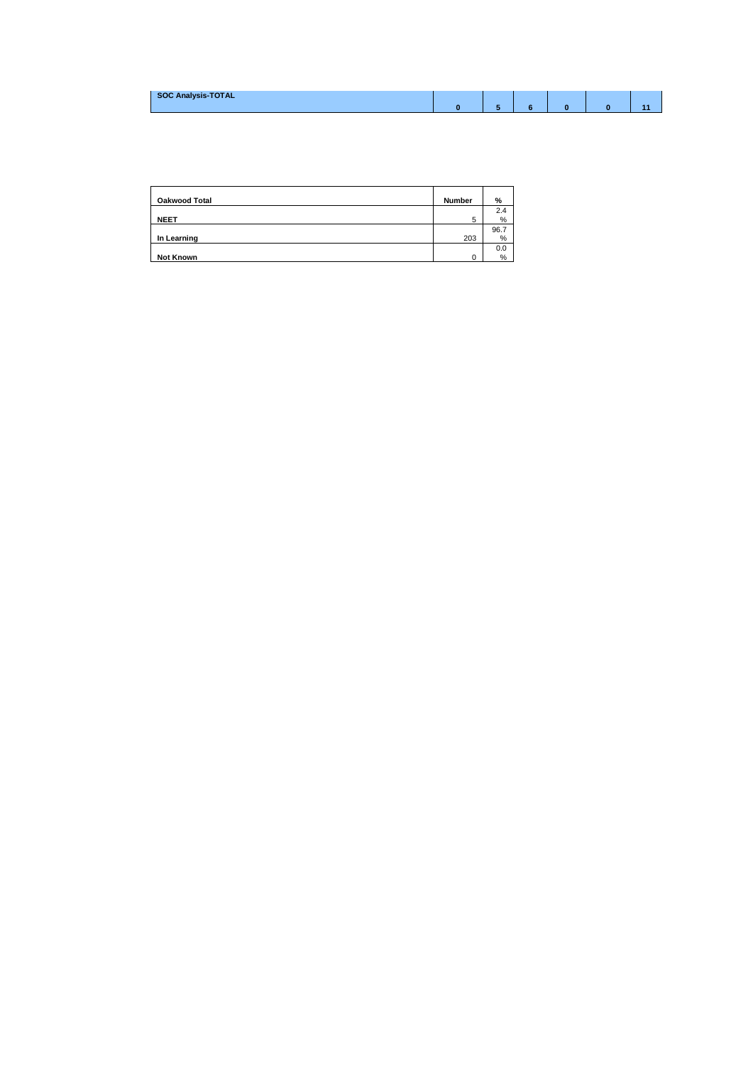| | | | | | | |
|---|---|---|---|---|---|---|
| **SOC Analysis-TOTAL** | **0** | **5** | **6** | **0** | **0** | **11** |

| Oakwood Total | Number | % |
|---|---|---|
| NEET | 5 | 2.4 % |
| In Learning | 203 | 96.7 % |
| Not Known | 0 | 0.0 % |